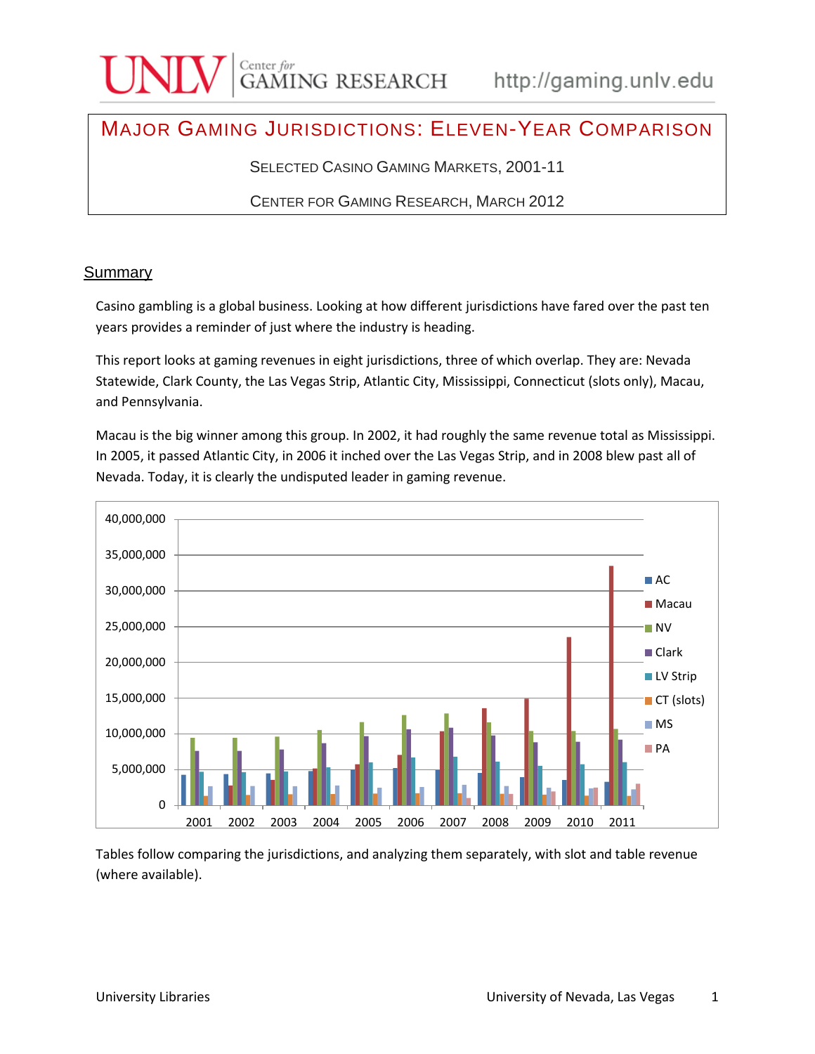# MAJOR GAMING JURISDICTIONS: ELEVEN-YEAR COMPARISON

SELECTED CASINO GAMING MARKETS, 2001-11

CENTER FOR GAMING RESEARCH, MARCH 2012

## Summary

Casino gambling is a global business. Looking at how different jurisdictions have fared over the past ten years provides a reminder of just where the industry is heading.

This report looks at gaming revenues in eight jurisdictions, three of which overlap. They are: Nevada Statewide, Clark County, the Las Vegas Strip, Atlantic City, Mississippi, Connecticut (slots only), Macau, and Pennsylvania.

Macau is the big winner among this group. In 2002, it had roughly the same revenue total as Mississippi. In 2005, it passed Atlantic City, in 2006 it inched over the Las Vegas Strip, and in 2008 blew past all of Nevada. Today, it is clearly the undisputed leader in gaming revenue.

Tables follow comparing the jurisdictions, and analyzing them separately, with slot and table revenue (where available).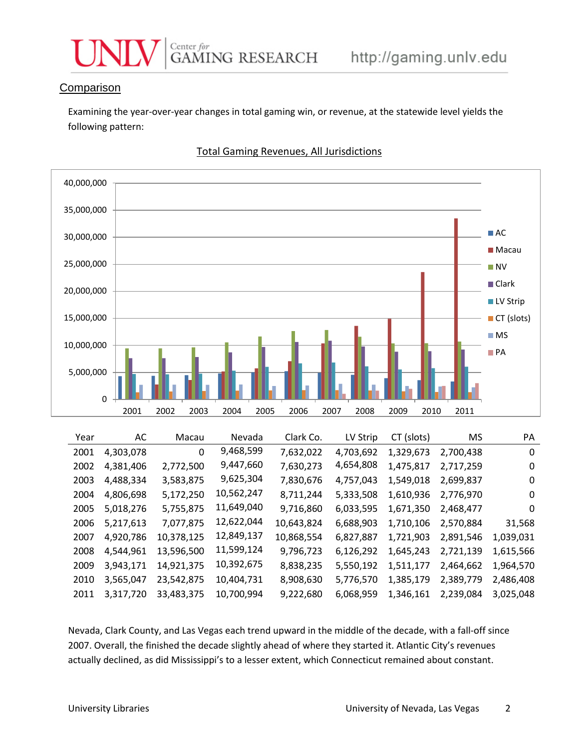## Comparison

Examining the year-over-year changes in total gaming win, or revenue, at the statewide level yields the following pattern:

Total Gaming Revenues, All Jurisdictions

| Year | AC | Macau | Nevada | Clark Co. | LV Strip | CT (slots) | MS | PA |
|---|---|---|---|---|---|---|---|---|
| 2001 | 4,303,078 | 0 | 9,468,599 | 7,632,022 | 4,703,692 | 1,329,673 | 2,700,438 | 0 |
| 2002 | 4,381,406 | 2,772,500 | 9,447,660 | 7,630,273 | 4,654,808 | 1,475,817 | 2,717,259 | 0 |
| 2003 | 4,488,334 | 3,583,875 | 9,625,304 | 7,830,676 | 4,757,043 | 1,549,018 | 2,699,837 | 0 |
| 2004 | 4,806,698 | 5,172,250 | 10,562,247 | 8,711,244 | 5,333,508 | 1,610,936 | 2,776,970 | 0 |
| 2005 | 5,018,276 | 5,755,875 | 11,649,040 | 9,716,860 | 6,033,595 | 1,671,350 | 2,468,477 | 0 |
| 2006 | 5,217,613 | 7,077,875 | 12,622,044 | 10,643,824 | 6,688,903 | 1,710,106 | 2,570,884 | 31,568 |
| 2007 | 4,920,786 | 10,378,125 | 12,849,137 | 10,868,554 | 6,827,887 | 1,721,903 | 2,891,546 | 1,039,031 |
| 2008 | 4,544,961 | 13,596,500 | 11,599,124 | 9,796,723 | 6,126,292 | 1,645,243 | 2,721,139 | 1,615,566 |
| 2009 | 3,943,171 | 14,921,375 | 10,392,675 | 8,838,235 | 5,550,192 | 1,511,177 | 2,464,662 | 1,964,570 |
| 2010 | 3,565,047 | 23,542,875 | 10,404,731 | 8,908,630 | 5,776,570 | 1,385,179 | 2,389,779 | 2,486,408 |
| 2011 | 3,317,720 | 33,483,375 | 10,700,994 | 9,222,680 | 6,068,959 | 1,346,161 | 2,239,084 | 3,025,048 |

Nevada, Clark County, and Las Vegas each trend upward in the middle of the decade, with a fall-off since 2007. Overall, the finished the decade slightly ahead of where they started it. Atlantic City's revenues actually declined, as did Mississippi's to a lesser extent, which Connecticut remained about constant.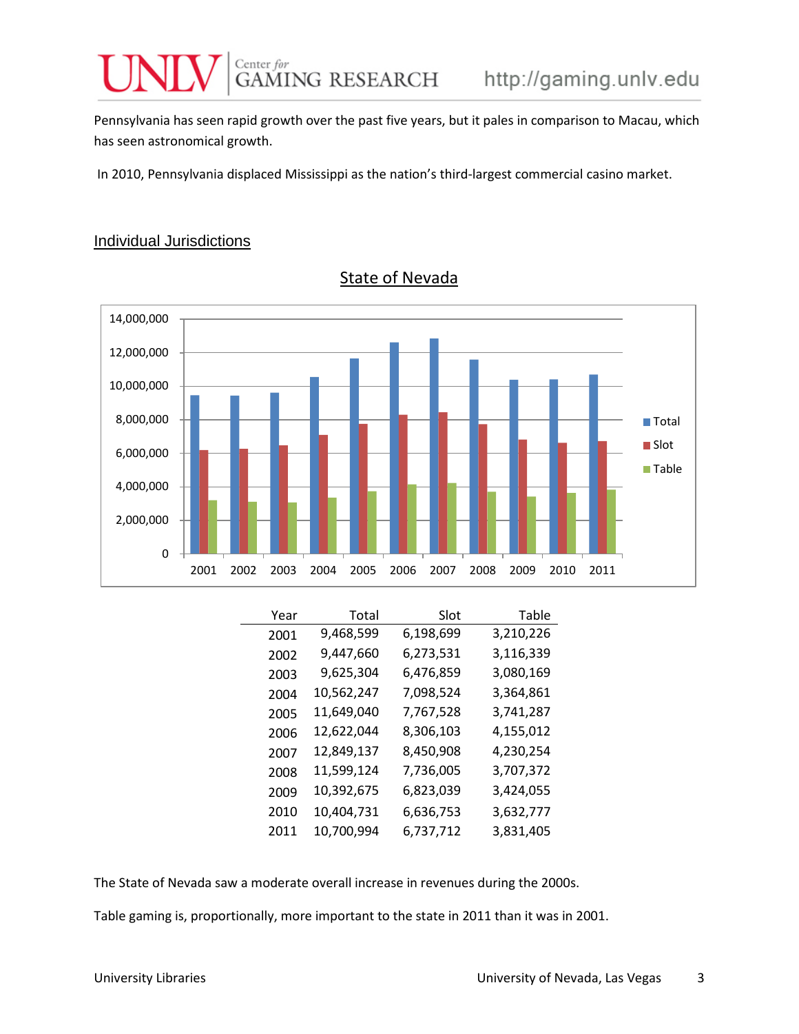Pennsylvania has seen rapid growth over the past five years, but it pales in comparison to Macau, which has seen astronomical growth.

In 2010, Pennsylvania displaced Mississippi as the nation's third-largest commercial casino market.

## Individual Jurisdictions

### State of Nevada

| Year | Total | Slot | Table |
|---|---|---|---|
| 2001 | 9,468,599 | 6,198,699 | 3,210,226 |
| 2002 | 9,447,660 | 6,273,531 | 3,116,339 |
| 2003 | 9,625,304 | 6,476,859 | 3,080,169 |
| 2004 | 10,562,247 | 7,098,524 | 3,364,861 |
| 2005 | 11,649,040 | 7,767,528 | 3,741,287 |
| 2006 | 12,622,044 | 8,306,103 | 4,155,012 |
| 2007 | 12,849,137 | 8,450,908 | 4,230,254 |
| 2008 | 11,599,124 | 7,736,005 | 3,707,372 |
| 2009 | 10,392,675 | 6,823,039 | 3,424,055 |
| 2010 | 10,404,731 | 6,636,753 | 3,632,777 |
| 2011 | 10,700,994 | 6,737,712 | 3,831,405 |

The State of Nevada saw a moderate overall increase in revenues during the 2000s.

Table gaming is, proportionally, more important to the state in 2011 than it was in 2001.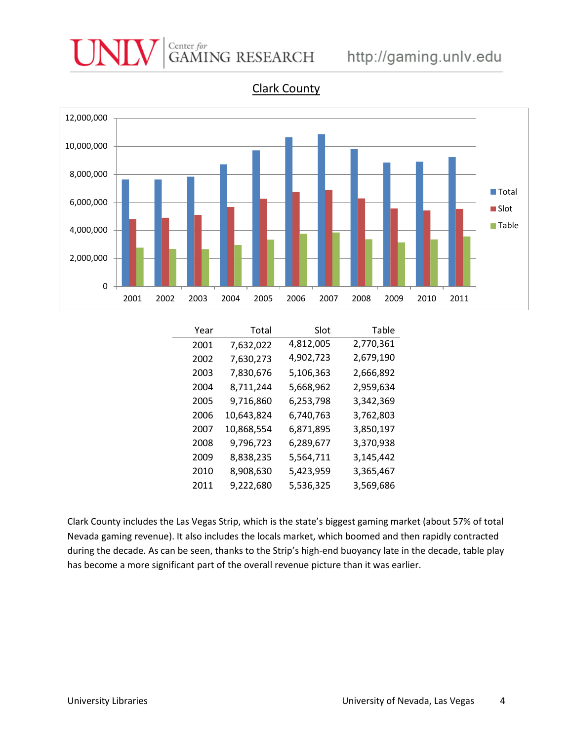## Clark County

| Year | Total | Slot | Table |
|---|---|---|---|
| 2001 | 7,632,022 | 4,812,005 | 2,770,361 |
| 2002 | 7,630,273 | 4,902,723 | 2,679,190 |
| 2003 | 7,830,676 | 5,106,363 | 2,666,892 |
| 2004 | 8,711,244 | 5,668,962 | 2,959,634 |
| 2005 | 9,716,860 | 6,253,798 | 3,342,369 |
| 2006 | 10,643,824 | 6,740,763 | 3,762,803 |
| 2007 | 10,868,554 | 6,871,895 | 3,850,197 |
| 2008 | 9,796,723 | 6,289,677 | 3,370,938 |
| 2009 | 8,838,235 | 5,564,711 | 3,145,442 |
| 2010 | 8,908,630 | 5,423,959 | 3,365,467 |
| 2011 | 9,222,680 | 5,536,325 | 3,569,686 |

Clark County includes the Las Vegas Strip, which is the state's biggest gaming market (about 57% of total Nevada gaming revenue). It also includes the locals market, which boomed and then rapidly contracted during the decade. As can be seen, thanks to the Strip's high-end buoyancy late in the decade, table play has become a more significant part of the overall revenue picture than it was earlier.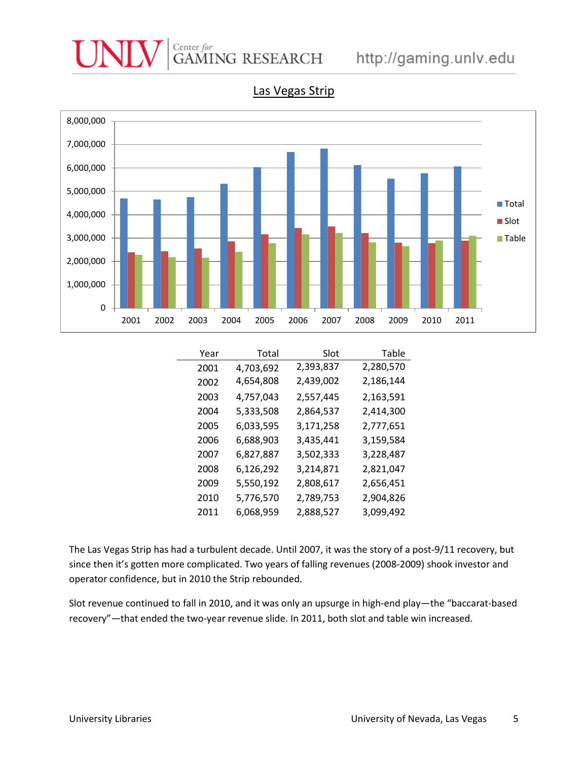## Las Vegas Strip

| Year | Total | Slot | Table |
|---|---|---|---|
| 2001 | 4,703,692 | 2,393,837 | 2,280,570 |
| 2002 | 4,654,808 | 2,439,002 | 2,186,144 |
| 2003 | 4,757,043 | 2,557,445 | 2,163,591 |
| 2004 | 5,333,508 | 2,864,537 | 2,414,300 |
| 2005 | 6,033,595 | 3,171,258 | 2,777,651 |
| 2006 | 6,688,903 | 3,435,441 | 3,159,584 |
| 2007 | 6,827,887 | 3,502,333 | 3,228,487 |
| 2008 | 6,126,292 | 3,214,871 | 2,821,047 |
| 2009 | 5,550,192 | 2,808,617 | 2,656,451 |
| 2010 | 5,776,570 | 2,789,753 | 2,904,826 |
| 2011 | 6,068,959 | 2,888,527 | 3,099,492 |

The Las Vegas Strip has had a turbulent decade. Until 2007, it was the story of a post-9/11 recovery, but since then it's gotten more complicated. Two years of falling revenues (2008-2009) shook investor and operator confidence, but in 2010 the Strip rebounded.

Slot revenue continued to fall in 2010, and it was only an upsurge in high-end play—the "baccarat-based recovery"—that ended the two-year revenue slide. In 2011, both slot and table win increased.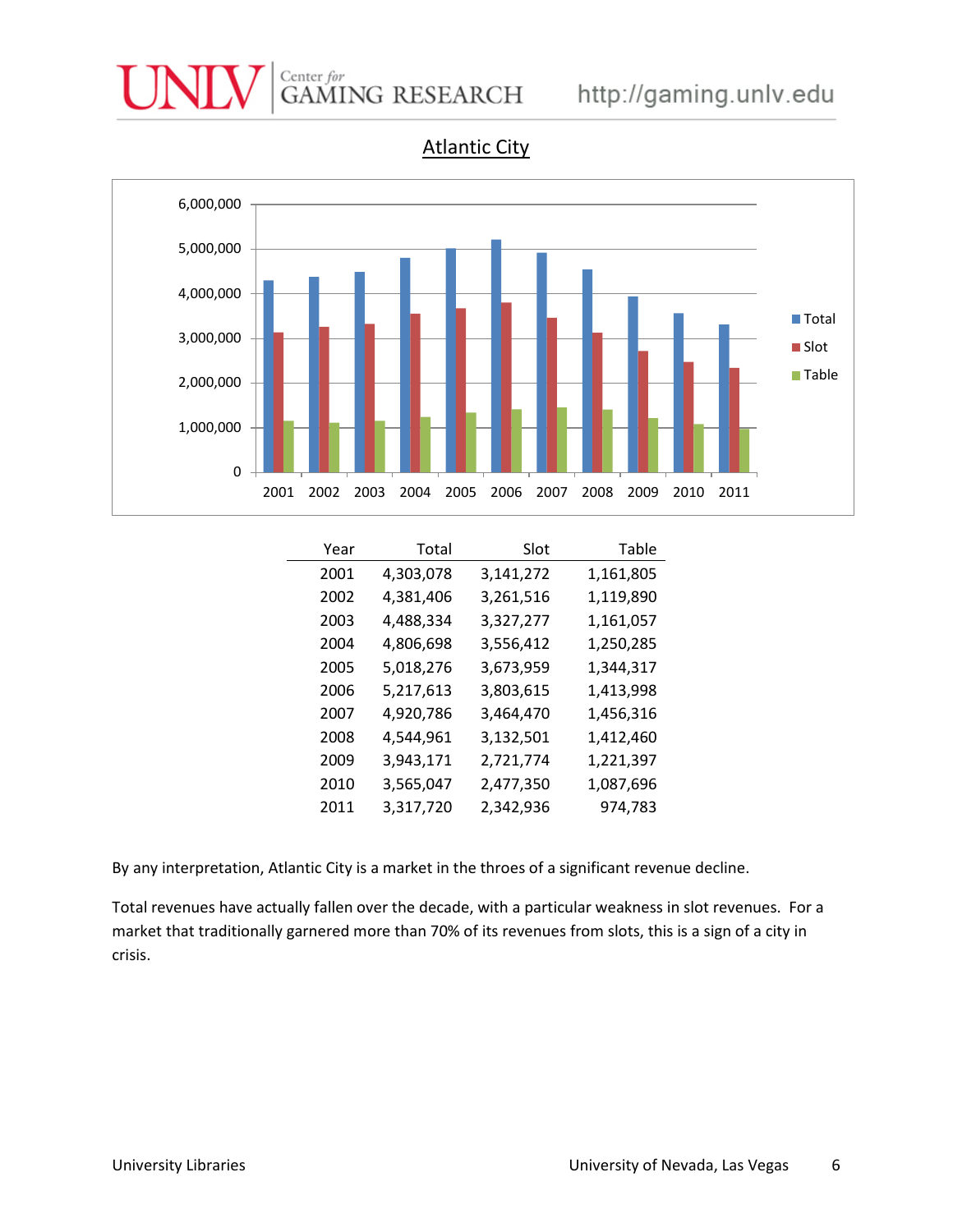## Atlantic City

| Year | Total | Slot | Table |
|---|---|---|---|
| 2001 | 4,303,078 | 3,141,272 | 1,161,805 |
| 2002 | 4,381,406 | 3,261,516 | 1,119,890 |
| 2003 | 4,488,334 | 3,327,277 | 1,161,057 |
| 2004 | 4,806,698 | 3,556,412 | 1,250,285 |
| 2005 | 5,018,276 | 3,673,959 | 1,344,317 |
| 2006 | 5,217,613 | 3,803,615 | 1,413,998 |
| 2007 | 4,920,786 | 3,464,470 | 1,456,316 |
| 2008 | 4,544,961 | 3,132,501 | 1,412,460 |
| 2009 | 3,943,171 | 2,721,774 | 1,221,397 |
| 2010 | 3,565,047 | 2,477,350 | 1,087,696 |
| 2011 | 3,317,720 | 2,342,936 | 974,783 |

By any interpretation, Atlantic City is a market in the throes of a significant revenue decline.

Total revenues have actually fallen over the decade, with a particular weakness in slot revenues. For a market that traditionally garnered more than 70% of its revenues from slots, this is a sign of a city in crisis.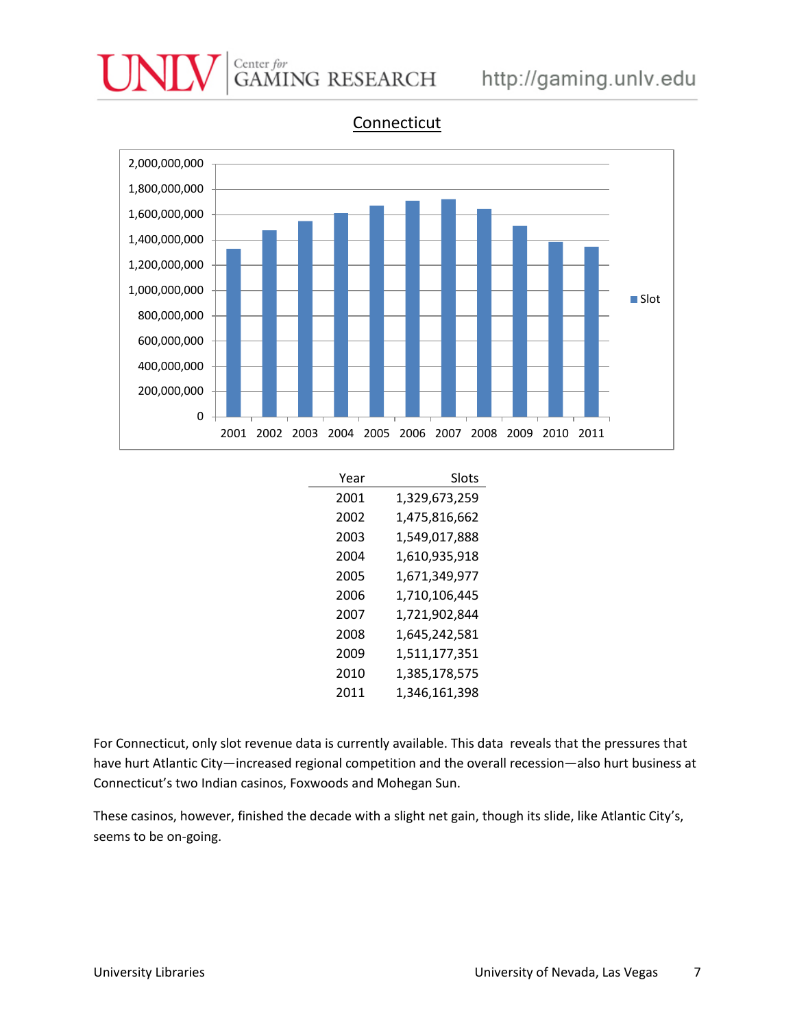## Connecticut

| Year | Slots |
|---|---|
| 2001 | 1,329,673,259 |
| 2002 | 1,475,816,662 |
| 2003 | 1,549,017,888 |
| 2004 | 1,610,935,918 |
| 2005 | 1,671,349,977 |
| 2006 | 1,710,106,445 |
| 2007 | 1,721,902,844 |
| 2008 | 1,645,242,581 |
| 2009 | 1,511,177,351 |
| 2010 | 1,385,178,575 |
| 2011 | 1,346,161,398 |

For Connecticut, only slot revenue data is currently available. This data reveals that the pressures that have hurt Atlantic City—increased regional competition and the overall recession—also hurt business at Connecticut's two Indian casinos, Foxwoods and Mohegan Sun.

These casinos, however, finished the decade with a slight net gain, though its slide, like Atlantic City's, seems to be on-going.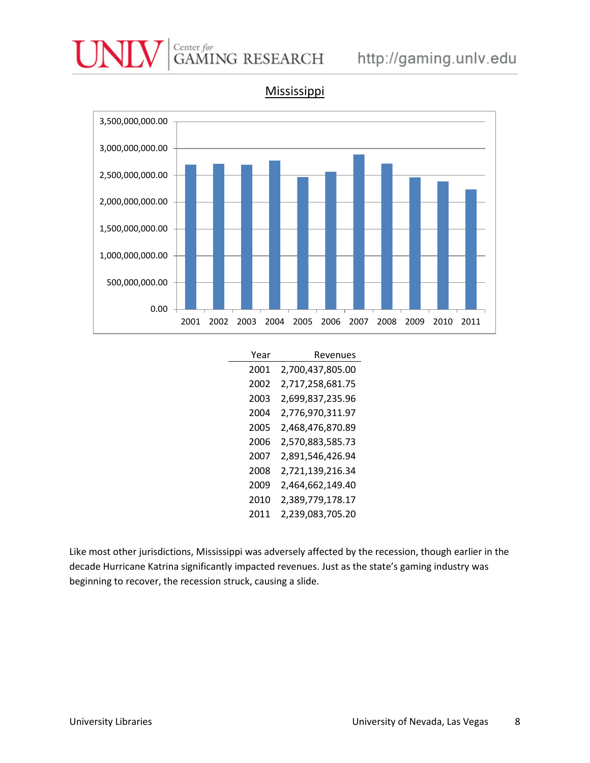## Mississippi

| Year | Revenues |
|---|---|
| 2001 | 2,700,437,805.00 |
| 2002 | 2,717,258,681.75 |
| 2003 | 2,699,837,235.96 |
| 2004 | 2,776,970,311.97 |
| 2005 | 2,468,476,870.89 |
| 2006 | 2,570,883,585.73 |
| 2007 | 2,891,546,426.94 |
| 2008 | 2,721,139,216.34 |
| 2009 | 2,464,662,149.40 |
| 2010 | 2,389,779,178.17 |
| 2011 | 2,239,083,705.20 |

Like most other jurisdictions, Mississippi was adversely affected by the recession, though earlier in the decade Hurricane Katrina significantly impacted revenues. Just as the state's gaming industry was beginning to recover, the recession struck, causing a slide.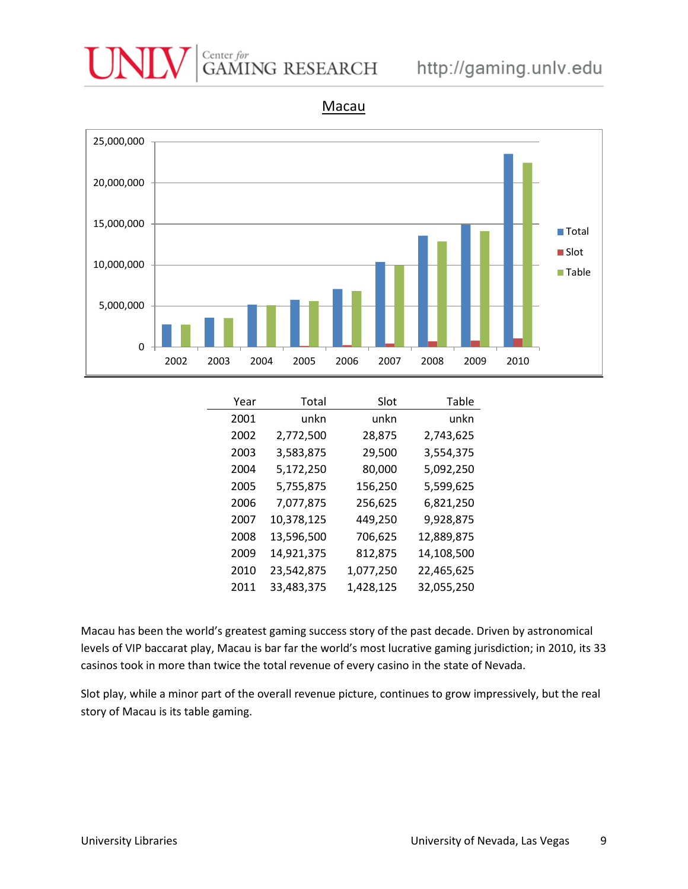## Macau

| Year | Total | Slot | Table |
|---|---|---|---|
| 2001 | unkn | unkn | unkn |
| 2002 | 2,772,500 | 28,875 | 2,743,625 |
| 2003 | 3,583,875 | 29,500 | 3,554,375 |
| 2004 | 5,172,250 | 80,000 | 5,092,250 |
| 2005 | 5,755,875 | 156,250 | 5,599,625 |
| 2006 | 7,077,875 | 256,625 | 6,821,250 |
| 2007 | 10,378,125 | 449,250 | 9,928,875 |
| 2008 | 13,596,500 | 706,625 | 12,889,875 |
| 2009 | 14,921,375 | 812,875 | 14,108,500 |
| 2010 | 23,542,875 | 1,077,250 | 22,465,625 |
| 2011 | 33,483,375 | 1,428,125 | 32,055,250 |

Macau has been the world's greatest gaming success story of the past decade. Driven by astronomical levels of VIP baccarat play, Macau is bar far the world's most lucrative gaming jurisdiction; in 2010, its 33 casinos took in more than twice the total revenue of every casino in the state of Nevada.

Slot play, while a minor part of the overall revenue picture, continues to grow impressively, but the real story of Macau is its table gaming.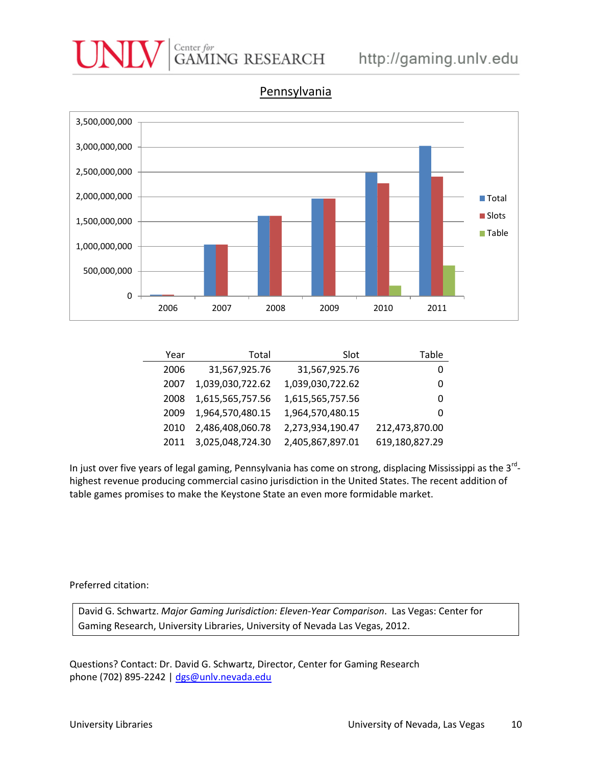## Pennsylvania

3,500,000,000
3,000,000,000
2,500,000,000
2,000,000,000
1,500,000,000
1,000,000,000
500,000,000
0

2006 2007 2008 2009 2010 2011

Total
Slots
Table

| Year | Total | Slot | Table |
|---|---|---|---|
| 2006 | 31,567,925.76 | 31,567,925.76 | 0 |
| 2007 | 1,039,030,722.62 | 1,039,030,722.62 | 0 |
| 2008 | 1,615,565,757.56 | 1,615,565,757.56 | 0 |
| 2009 | 1,964,570,480.15 | 1,964,570,480.15 | 0 |
| 2010 | 2,486,408,060.78 | 2,273,934,190.47 | 212,473,870.00 |
| 2011 | 3,025,048,724.30 | 2,405,867,897.01 | 619,180,827.29 |

In just over five years of legal gaming, Pennsylvania has come on strong, displacing Mississippi as the 3rd-highest revenue producing commercial casino jurisdiction in the United States. The recent addition of table games promises to make the Keystone State an even more formidable market.

Preferred citation:

David G. Schwartz. *Major Gaming Jurisdiction: Eleven-Year Comparison*. Las Vegas: Center for Gaming Research, University Libraries, University of Nevada Las Vegas, 2012.

Questions? Contact: Dr. David G. Schwartz, Director, Center for Gaming Research
phone (702) 895-2242 | dgs@unlv.nevada.edu